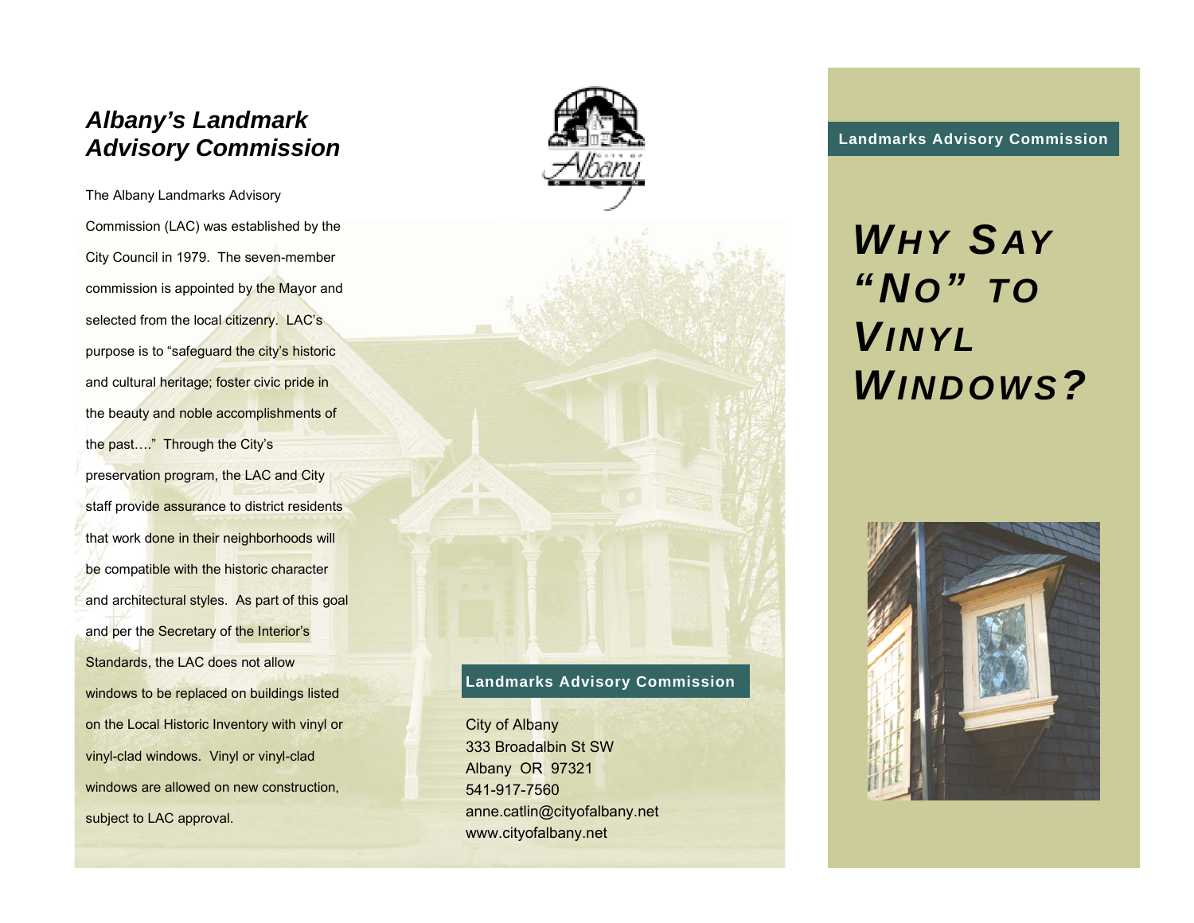## Albany's Landmark Advisory Commission

The Albany Landmarks Advisory Commission (LAC) was established by the City Council in 1979. The seven-member commission is appointed by the Mayor and selected from the local citizenry. LAC's purpose is to "safeguard the city's historic and cultural heritage; foster civic pride in the beauty and noble accomplishments of the past…." Through the City's preservation program, the LAC and City staff provide assurance to district residents that work done in their neighborhoods will be compatible with the historic character and architectural styles. As part of this goal and per the Secretary of the Interior's Standards, the LAC does not allow windows to be replaced on buildings listed on the Local Historic Inventory with vinyl or vinyl-clad windows. Vinyl or vinyl-clad windows are allowed on new construction, subject to LAC approval.

**Landmarks Advisory Commission**

City of Albany
333 Broadalbin St SW
Albany OR 97321
541-917-7560
anne.catlin@cityofalbany.net
www.cityofalbany.net

**Landmarks Advisory Commission**

# *WHY SAY "NO" TO VINYL WINDOWS?*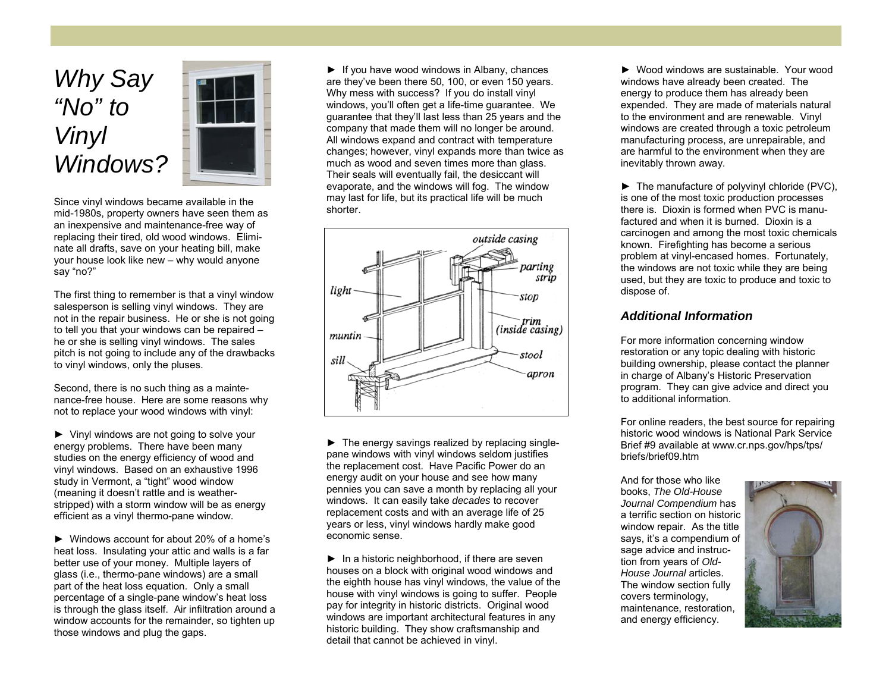# *Why Say "No" to Vinyl Windows?*

Since vinyl windows became available in the mid-1980s, property owners have seen them as an inexpensive and maintenance-free way of replacing their tired, old wood windows. Eliminate all drafts, save on your heating bill, make your house look like new – why would anyone say "no?"

The first thing to remember is that a vinyl window salesperson is selling vinyl windows. They are not in the repair business. He or she is not going to tell you that your windows can be repaired – he or she is selling vinyl windows. The sales pitch is not going to include any of the drawbacks to vinyl windows, only the pluses.

Second, there is no such thing as a maintenance-free house. Here are some reasons why not to replace your wood windows with vinyl:

► Vinyl windows are not going to solve your energy problems. There have been many studies on the energy efficiency of wood and vinyl windows. Based on an exhaustive 1996 study in Vermont, a "tight" wood window (meaning it doesn't rattle and is weather-stripped) with a storm window will be as energy efficient as a vinyl thermo-pane window.

► Windows account for about 20% of a home's heat loss. Insulating your attic and walls is a far better use of your money. Multiple layers of glass (i.e., thermo-pane windows) are a small part of the heat loss equation. Only a small percentage of a single-pane window's heat loss is through the glass itself. Air infiltration around a window accounts for the remainder, so tighten up those windows and plug the gaps.

► If you have wood windows in Albany, chances are they've been there 50, 100, or even 150 years. Why mess with success? If you do install vinyl windows, you'll often get a life-time guarantee. We guarantee that they'll last less than 25 years and the company that made them will no longer be around. All windows expand and contract with temperature changes; however, vinyl expands more than twice as much as wood and seven times more than glass. Their seals will eventually fail, the desiccant will evaporate, and the windows will fog. The window may last for life, but its practical life will be much shorter.

outside casing
parting strip
light
stop
trim (inside casing)
muntin
stool
sill
apron

► The energy savings realized by replacing single-pane windows with vinyl windows seldom justifies the replacement cost. Have Pacific Power do an energy audit on your house and see how many pennies you can save a month by replacing all your windows. It can easily take *decades* to recover replacement costs and with an average life of 25 years or less, vinyl windows hardly make good economic sense.

► In a historic neighborhood, if there are seven houses on a block with original wood windows and the eighth house has vinyl windows, the value of the house with vinyl windows is going to suffer. People pay for integrity in historic districts. Original wood windows are important architectural features in any historic building. They show craftsmanship and detail that cannot be achieved in vinyl.

► Wood windows are sustainable. Your wood windows have already been created. The energy to produce them has already been expended. They are made of materials natural to the environment and are renewable. Vinyl windows are created through a toxic petroleum manufacturing process, are unrepairable, and are harmful to the environment when they are inevitably thrown away.

► The manufacture of polyvinyl chloride (PVC), is one of the most toxic production processes there is. Dioxin is formed when PVC is manufactured and when it is burned. Dioxin is a carcinogen and among the most toxic chemicals known. Firefighting has become a serious problem at vinyl-encased homes. Fortunately, the windows are not toxic while they are being used, but they are toxic to produce and toxic to dispose of.

## *Additional Information*

For more information concerning window restoration or any topic dealing with historic building ownership, please contact the planner in charge of Albany's Historic Preservation program. They can give advice and direct you to additional information.

For online readers, the best source for repairing historic wood windows is National Park Service Brief #9 available at www.cr.nps.gov/hps/tps/briefs/brief09.htm

And for those who like books, *The Old-House Journal Compendium* has a terrific section on historic window repair. As the title says, it's a compendium of sage advice and instruction from years of *Old-House Journal* articles. The window section fully covers terminology, maintenance, restoration, and energy efficiency.